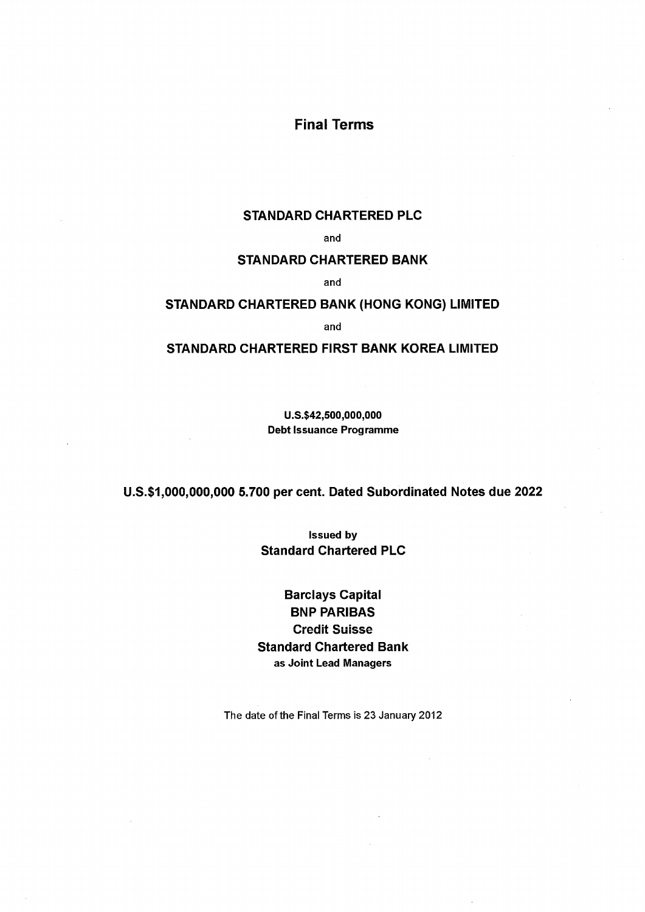# Final Terms

## STANDARD CHARTERED PLC

and

## STANDARD CHARTERED BANK

and

## STANDARD CHARTERED BANK (HONG KONG) LIMITED

and

## STANDARD CHARTERED FIRST BANK KOREA LIMITED

**U.S.$42,500,000,000**
**Debt Issuance Programme**

## U.S.$1,000,000,000 5.700 per cent. Dated Subordinated Notes due 2022

**Issued by**
**Standard Chartered PLC**

**Barclays Capital**
**BNP PARIBAS**
**Credit Suisse**
**Standard Chartered Bank**
**as Joint Lead Managers**

The date of the Final Terms is 23 January 2012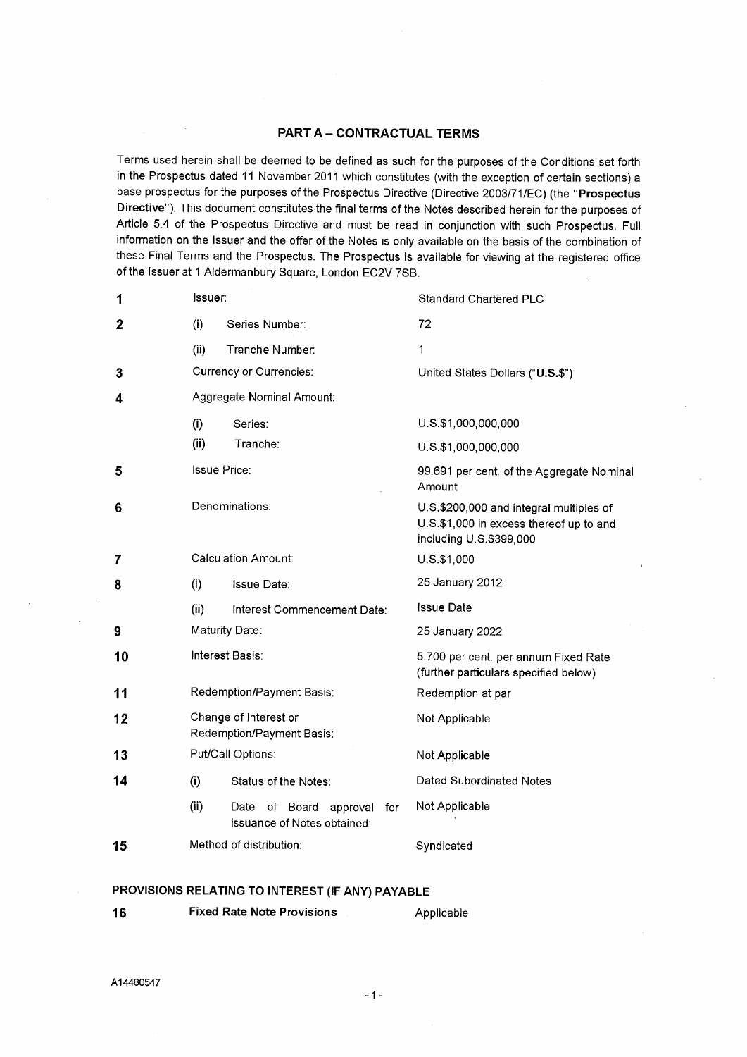## PART A – CONTRACTUAL TERMS

Terms used herein shall be deemed to be defined as such for the purposes of the Conditions set forth in the Prospectus dated 11 November 2011 which constitutes (with the exception of certain sections) a base prospectus for the purposes of the Prospectus Directive (Directive 2003/71/EC) (the "**Prospectus Directive**"). This document constitutes the final terms of the Notes described herein for the purposes of Article 5.4 of the Prospectus Directive and must be read in conjunction with such Prospectus. Full information on the Issuer and the offer of the Notes is only available on the basis of the combination of these Final Terms and the Prospectus. The Prospectus is available for viewing at the registered office of the Issuer at 1 Aldermanbury Square, London EC2V 7SB.

| | | |
|---|---|---|
| 1 | Issuer: | Standard Chartered PLC |
| 2 | (i) Series Number: | 72 |
| | (ii) Tranche Number: | 1 |
| 3 | Currency or Currencies: | United States Dollars ("**U.S.$**") |
| 4 | Aggregate Nominal Amount: | |
| | (i) Series: | U.S.$1,000,000,000 |
| | (ii) Tranche: | U.S.$1,000,000,000 |
| 5 | Issue Price: | 99.691 per cent. of the Aggregate Nominal Amount |
| 6 | Denominations: | U.S.$200,000 and integral multiples of U.S.$1,000 in excess thereof up to and including U.S.$399,000 |
| 7 | Calculation Amount: | U.S.$1,000 |
| 8 | (i) Issue Date: | 25 January 2012 |
| | (ii) Interest Commencement Date: | Issue Date |
| 9 | Maturity Date: | 25 January 2022 |
| 10 | Interest Basis: | 5.700 per cent. per annum Fixed Rate (further particulars specified below) |
| 11 | Redemption/Payment Basis: | Redemption at par |
| 12 | Change of Interest or Redemption/Payment Basis: | Not Applicable |
| 13 | Put/Call Options: | Not Applicable |
| 14 | (i) Status of the Notes: | Dated Subordinated Notes |
| | (ii) Date of Board approval for issuance of Notes obtained: | Not Applicable |
| 15 | Method of distribution: | Syndicated |

### PROVISIONS RELATING TO INTEREST (IF ANY) PAYABLE

| | | |
|---|---|---|
| 16 | **Fixed Rate Note Provisions** | Applicable |

A14480547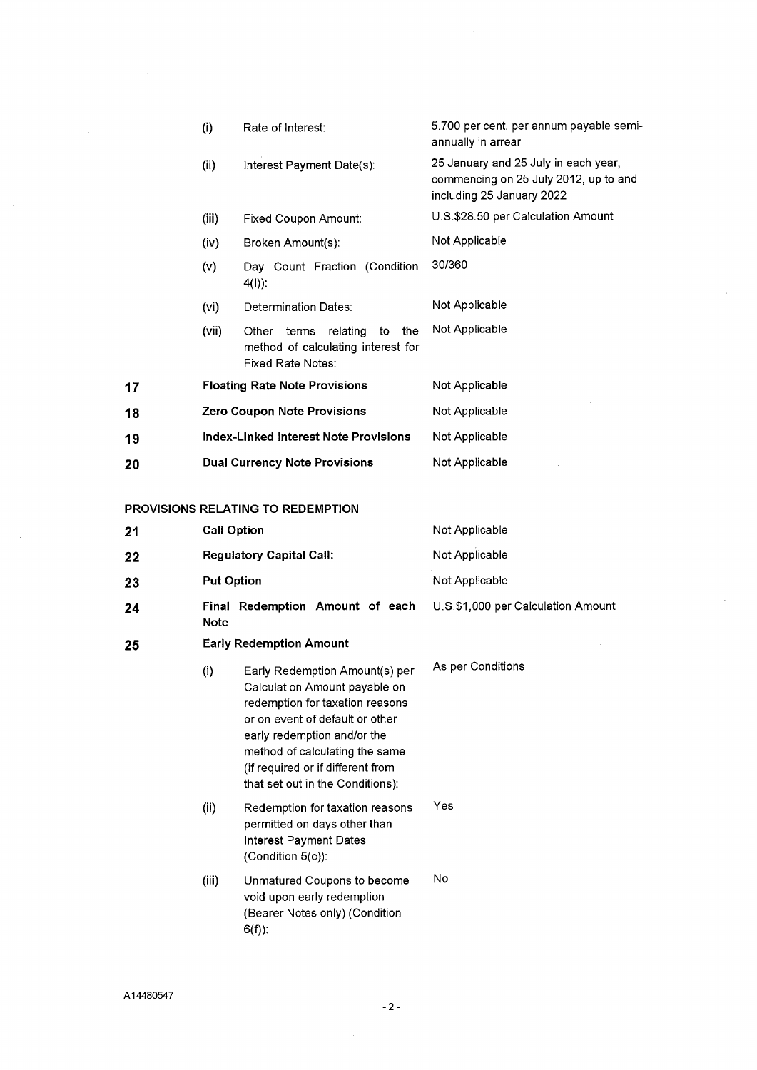| | | | |
|---|---|---|---|
| | (i) | Rate of Interest: | 5.700 per cent. per annum payable semi-annually in arrear |
| | (ii) | Interest Payment Date(s): | 25 January and 25 July in each year, commencing on 25 July 2012, up to and including 25 January 2022 |
| | (iii) | Fixed Coupon Amount: | U.S.$28.50 per Calculation Amount |
| | (iv) | Broken Amount(s): | Not Applicable |
| | (v) | Day Count Fraction (Condition 4(i)): | 30/360 |
| | (vi) | Determination Dates: | Not Applicable |
| | (vii) | Other terms relating to the method of calculating interest for Fixed Rate Notes: | Not Applicable |
| **17** | **Floating Rate Note Provisions** | | Not Applicable |
| **18** | **Zero Coupon Note Provisions** | | Not Applicable |
| **19** | **Index-Linked Interest Note Provisions** | | Not Applicable |
| **20** | **Dual Currency Note Provisions** | | Not Applicable |

**PROVISIONS RELATING TO REDEMPTION**

| | | | |
|---|---|---|---|
| **21** | **Call Option** | | Not Applicable |
| **22** | **Regulatory Capital Call:** | | Not Applicable |
| **23** | **Put Option** | | Not Applicable |
| **24** | **Final Redemption Amount of each Note** | | U.S.$1,000 per Calculation Amount |
| **25** | **Early Redemption Amount** | | |
| | (i) | Early Redemption Amount(s) per Calculation Amount payable on redemption for taxation reasons or on event of default or other early redemption and/or the method of calculating the same (if required or if different from that set out in the Conditions): | As per Conditions |
| | (ii) | Redemption for taxation reasons permitted on days other than Interest Payment Dates (Condition 5(c)): | Yes |
| | (iii) | Unmatured Coupons to become void upon early redemption (Bearer Notes only) (Condition 6(f)): | No |

A14480547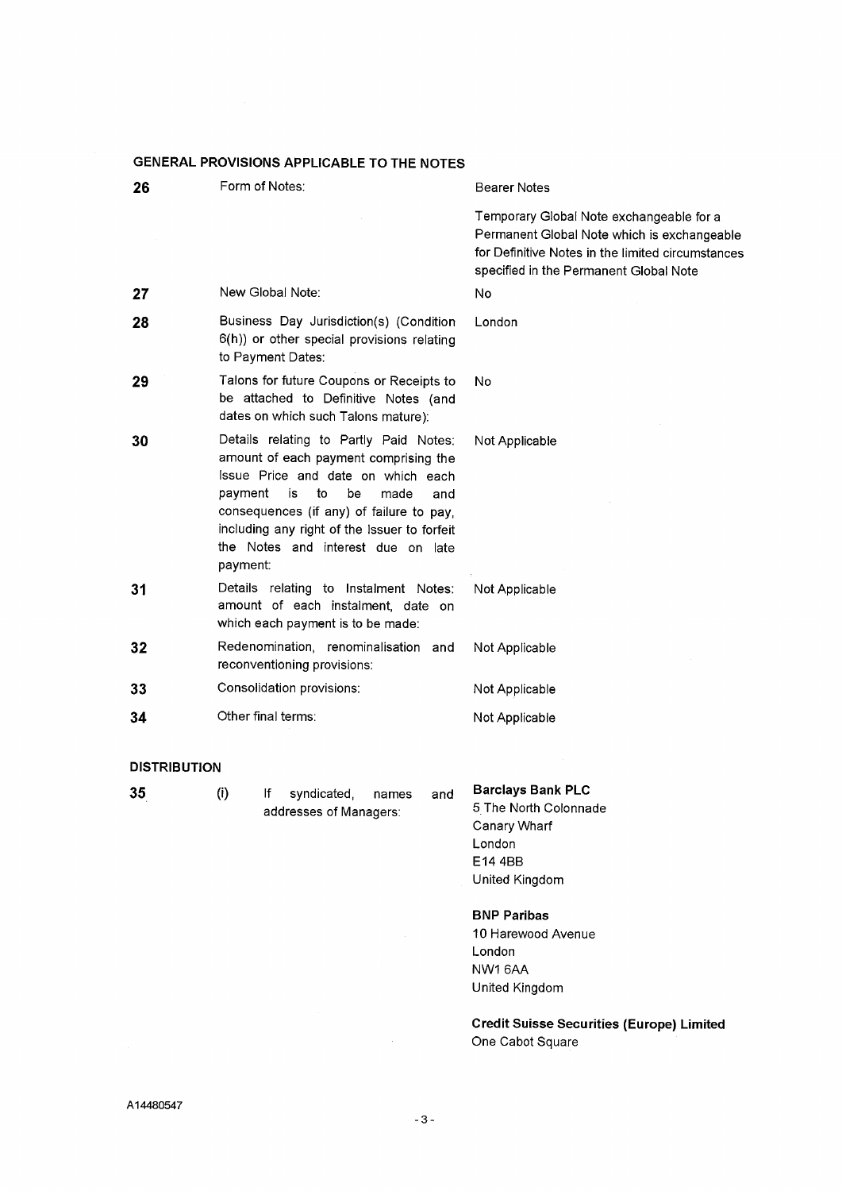## GENERAL PROVISIONS APPLICABLE TO THE NOTES

| | | |
|---|---|---|
| **26** | Form of Notes: | Bearer Notes<br><br>Temporary Global Note exchangeable for a Permanent Global Note which is exchangeable for Definitive Notes in the limited circumstances specified in the Permanent Global Note |
| **27** | New Global Note: | No |
| **28** | Business Day Jurisdiction(s) (Condition 6(h)) or other special provisions relating to Payment Dates: | London |
| **29** | Talons for future Coupons or Receipts to be attached to Definitive Notes (and dates on which such Talons mature): | No |
| **30** | Details relating to Partly Paid Notes: amount of each payment comprising the Issue Price and date on which each payment is to be made and consequences (if any) of failure to pay, including any right of the Issuer to forfeit the Notes and interest due on late payment: | Not Applicable |
| **31** | Details relating to Instalment Notes: amount of each instalment, date on which each payment is to be made: | Not Applicable |
| **32** | Redenomination, renominalisation and reconventioning provisions: | Not Applicable |
| **33** | Consolidation provisions: | Not Applicable |
| **34** | Other final terms: | Not Applicable |

## DISTRIBUTION

| | | |
|---|---|---|
| **35** | (i) If syndicated, names and addresses of Managers: | **Barclays Bank PLC**<br>5 The North Colonnade<br>Canary Wharf<br>London<br>E14 4BB<br>United Kingdom<br><br>**BNP Paribas**<br>10 Harewood Avenue<br>London<br>NW1 6AA<br>United Kingdom<br><br>**Credit Suisse Securities (Europe) Limited**<br>One Cabot Square |

A14480547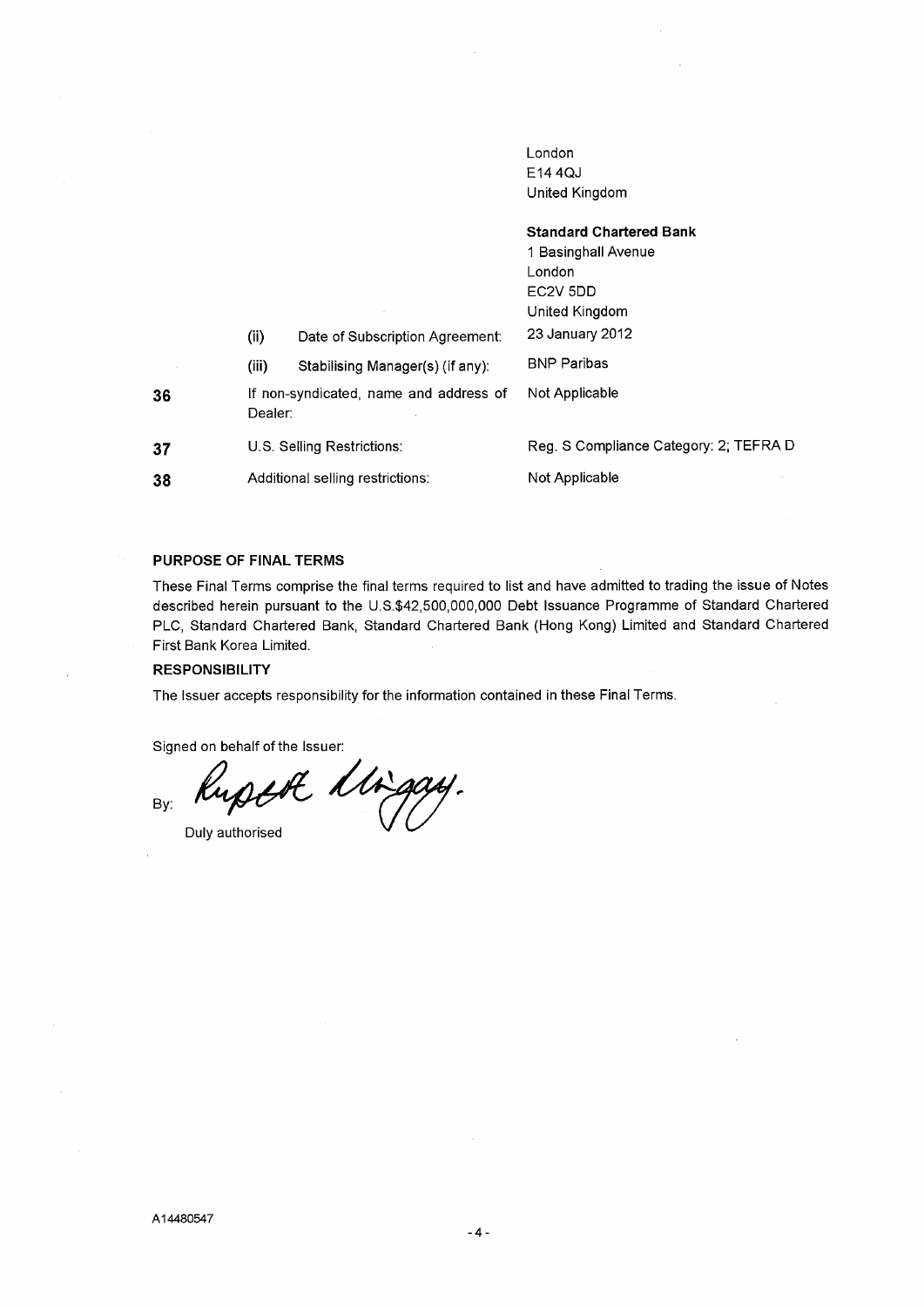| | | |
|---|---|---|
| | | London<br>E14 4QJ<br>United Kingdom<br><br>**Standard Chartered Bank**<br>1 Basinghall Avenue<br>London<br>EC2V 5DD<br>United Kingdom |
| | (ii) Date of Subscription Agreement: | 23 January 2012 |
| | (iii) Stabilising Manager(s) (if any): | BNP Paribas |
| **36** | If non-syndicated, name and address of Dealer: | Not Applicable |
| **37** | U.S. Selling Restrictions: | Reg. S Compliance Category: 2; TEFRA D |
| **38** | Additional selling restrictions: | Not Applicable |

**PURPOSE OF FINAL TERMS**

These Final Terms comprise the final terms required to list and have admitted to trading the issue of Notes described herein pursuant to the U.S.$42,500,000,000 Debt Issuance Programme of Standard Chartered PLC, Standard Chartered Bank, Standard Chartered Bank (Hong Kong) Limited and Standard Chartered First Bank Korea Limited.

**RESPONSIBILITY**

The Issuer accepts responsibility for the information contained in these Final Terms.

Signed on behalf of the Issuer:

By: Rupert Mingay.

Duly authorised

A14480547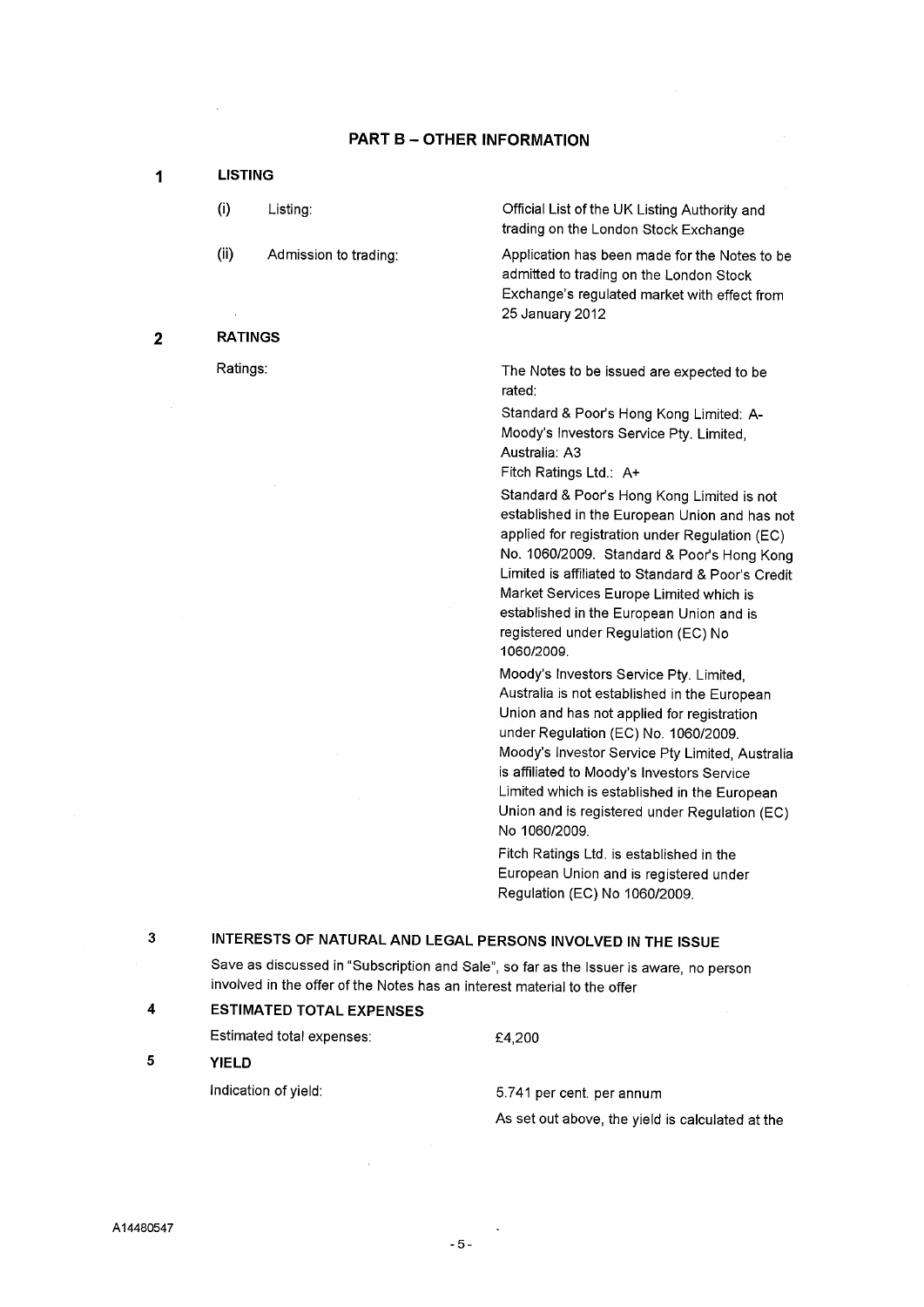## PART B – OTHER INFORMATION

**1 LISTING**

| | |
|---|---|
| (i) Listing: | Official List of the UK Listing Authority and trading on the London Stock Exchange |
| (ii) Admission to trading: | Application has been made for the Notes to be admitted to trading on the London Stock Exchange's regulated market with effect from 25 January 2012 |

**2 RATINGS**

Ratings:

The Notes to be issued are expected to be rated:

Standard & Poor's Hong Kong Limited: A-
Moody's Investors Service Pty. Limited, Australia: A3
Fitch Ratings Ltd.: A+

Standard & Poor's Hong Kong Limited is not established in the European Union and has not applied for registration under Regulation (EC) No. 1060/2009. Standard & Poor's Hong Kong Limited is affiliated to Standard & Poor's Credit Market Services Europe Limited which is established in the European Union and is registered under Regulation (EC) No 1060/2009.

Moody's Investors Service Pty. Limited, Australia is not established in the European Union and has not applied for registration under Regulation (EC) No. 1060/2009. Moody's Investor Service Pty Limited, Australia is affiliated to Moody's Investors Service Limited which is established in the European Union and is registered under Regulation (EC) No 1060/2009.

Fitch Ratings Ltd. is established in the European Union and is registered under Regulation (EC) No 1060/2009.

**3 INTERESTS OF NATURAL AND LEGAL PERSONS INVOLVED IN THE ISSUE**

Save as discussed in "Subscription and Sale", so far as the Issuer is aware, no person involved in the offer of the Notes has an interest material to the offer

**4 ESTIMATED TOTAL EXPENSES**

Estimated total expenses: £4,200

**5 YIELD**

Indication of yield: 5.741 per cent. per annum

As set out above, the yield is calculated at the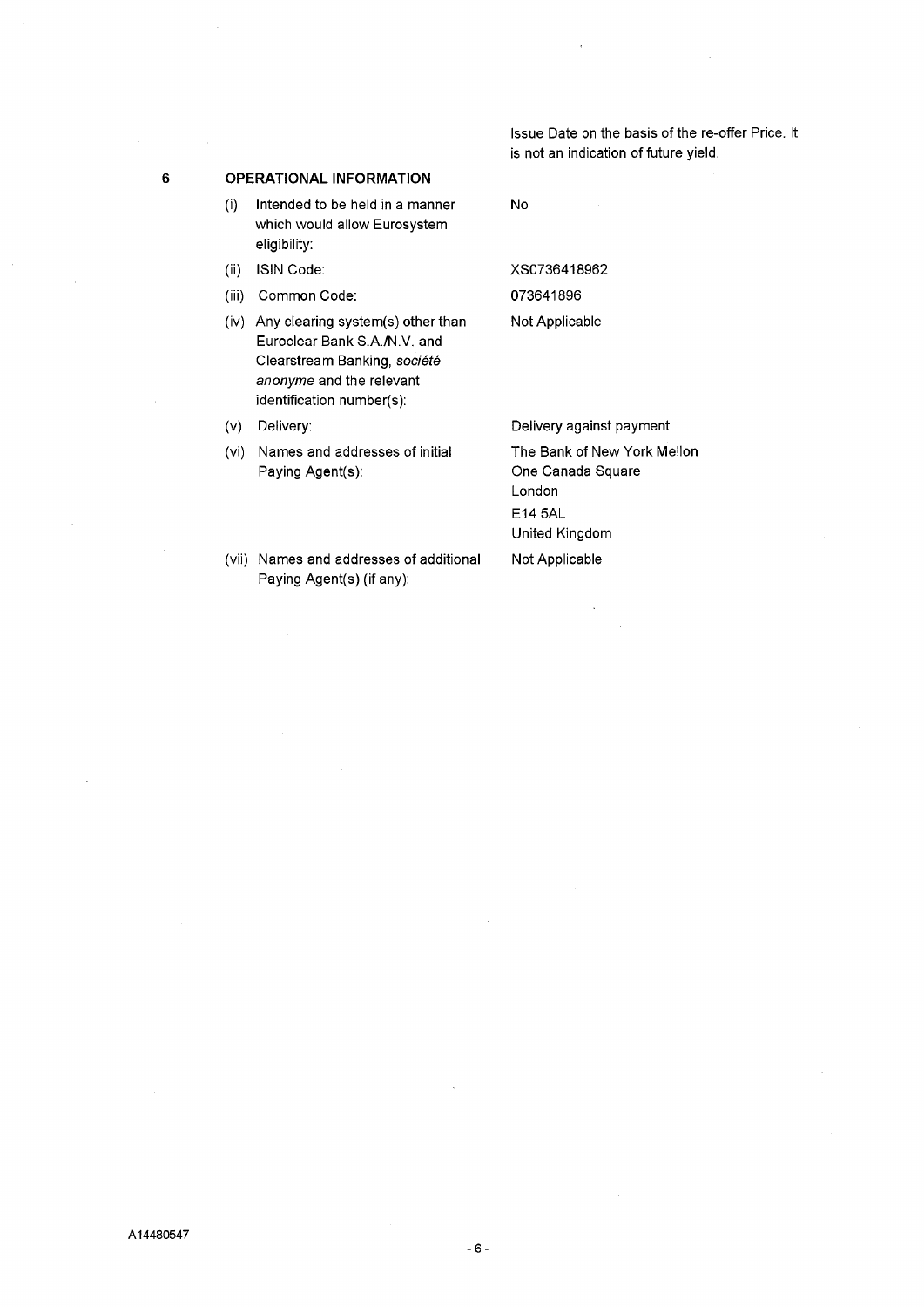Issue Date on the basis of the re-offer Price. It is not an indication of future yield.

## 6 OPERATIONAL INFORMATION

| | |
|---|---|
| (i) Intended to be held in a manner which would allow Eurosystem eligibility: | No |
| (ii) ISIN Code: | XS0736418962 |
| (iii) Common Code: | 073641896 |
| (iv) Any clearing system(s) other than Euroclear Bank S.A./N.V. and Clearstream Banking, *société anonyme* and the relevant identification number(s): | Not Applicable |
| (v) Delivery: | Delivery against payment |
| (vi) Names and addresses of initial Paying Agent(s): | The Bank of New York Mellon<br>One Canada Square<br>London<br>E14 5AL<br>United Kingdom |
| (vii) Names and addresses of additional Paying Agent(s) (if any): | Not Applicable |

A14480547